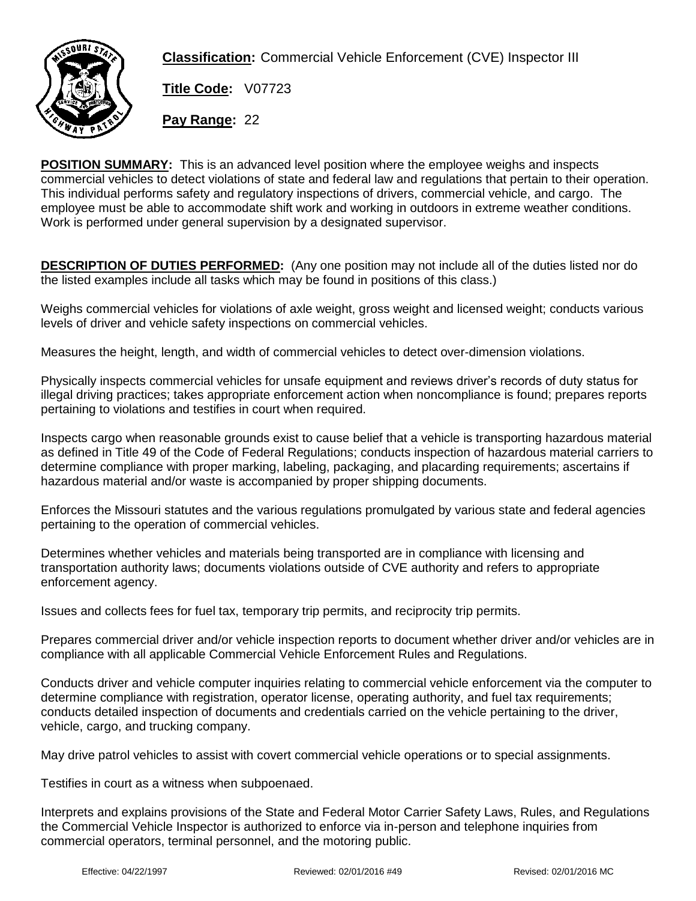**Classification:** Commercial Vehicle Enforcement (CVE) Inspector III

**Title Code:** V07723

**Pay Range:** 22

**POSITION SUMMARY:** This is an advanced level position where the employee weighs and inspects commercial vehicles to detect violations of state and federal law and regulations that pertain to their operation. This individual performs safety and regulatory inspections of drivers, commercial vehicle, and cargo. The employee must be able to accommodate shift work and working in outdoors in extreme weather conditions. Work is performed under general supervision by a designated supervisor.

**DESCRIPTION OF DUTIES PERFORMED:** (Any one position may not include all of the duties listed nor do the listed examples include all tasks which may be found in positions of this class.)

Weighs commercial vehicles for violations of axle weight, gross weight and licensed weight; conducts various levels of driver and vehicle safety inspections on commercial vehicles.

Measures the height, length, and width of commercial vehicles to detect over-dimension violations.

Physically inspects commercial vehicles for unsafe equipment and reviews driver's records of duty status for illegal driving practices; takes appropriate enforcement action when noncompliance is found; prepares reports pertaining to violations and testifies in court when required.

Inspects cargo when reasonable grounds exist to cause belief that a vehicle is transporting hazardous material as defined in Title 49 of the Code of Federal Regulations; conducts inspection of hazardous material carriers to determine compliance with proper marking, labeling, packaging, and placarding requirements; ascertains if hazardous material and/or waste is accompanied by proper shipping documents.

Enforces the Missouri statutes and the various regulations promulgated by various state and federal agencies pertaining to the operation of commercial vehicles.

Determines whether vehicles and materials being transported are in compliance with licensing and transportation authority laws; documents violations outside of CVE authority and refers to appropriate enforcement agency.

Issues and collects fees for fuel tax, temporary trip permits, and reciprocity trip permits.

Prepares commercial driver and/or vehicle inspection reports to document whether driver and/or vehicles are in compliance with all applicable Commercial Vehicle Enforcement Rules and Regulations.

Conducts driver and vehicle computer inquiries relating to commercial vehicle enforcement via the computer to determine compliance with registration, operator license, operating authority, and fuel tax requirements; conducts detailed inspection of documents and credentials carried on the vehicle pertaining to the driver, vehicle, cargo, and trucking company.

May drive patrol vehicles to assist with covert commercial vehicle operations or to special assignments.

Testifies in court as a witness when subpoenaed.

Interprets and explains provisions of the State and Federal Motor Carrier Safety Laws, Rules, and Regulations the Commercial Vehicle Inspector is authorized to enforce via in-person and telephone inquiries from commercial operators, terminal personnel, and the motoring public.

Effective: 04/22/1997 Reviewed: 02/01/2016 #49 Revised: 02/01/2016 MC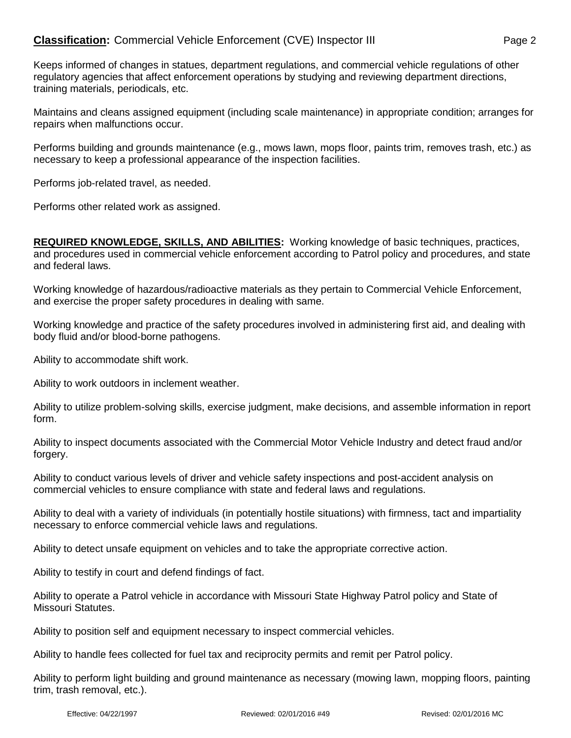Keeps informed of changes in statues, department regulations, and commercial vehicle regulations of other regulatory agencies that affect enforcement operations by studying and reviewing department directions, training materials, periodicals, etc.

Maintains and cleans assigned equipment (including scale maintenance) in appropriate condition; arranges for repairs when malfunctions occur.

Performs building and grounds maintenance (e.g., mows lawn, mops floor, paints trim, removes trash, etc.) as necessary to keep a professional appearance of the inspection facilities.

Performs job-related travel, as needed.

Performs other related work as assigned.

**REQUIRED KNOWLEDGE, SKILLS, AND ABILITIES:** Working knowledge of basic techniques, practices, and procedures used in commercial vehicle enforcement according to Patrol policy and procedures, and state and federal laws.

Working knowledge of hazardous/radioactive materials as they pertain to Commercial Vehicle Enforcement, and exercise the proper safety procedures in dealing with same.

Working knowledge and practice of the safety procedures involved in administering first aid, and dealing with body fluid and/or blood-borne pathogens.

Ability to accommodate shift work.

Ability to work outdoors in inclement weather.

Ability to utilize problem-solving skills, exercise judgment, make decisions, and assemble information in report form.

Ability to inspect documents associated with the Commercial Motor Vehicle Industry and detect fraud and/or forgery.

Ability to conduct various levels of driver and vehicle safety inspections and post-accident analysis on commercial vehicles to ensure compliance with state and federal laws and regulations.

Ability to deal with a variety of individuals (in potentially hostile situations) with firmness, tact and impartiality necessary to enforce commercial vehicle laws and regulations.

Ability to detect unsafe equipment on vehicles and to take the appropriate corrective action.

Ability to testify in court and defend findings of fact.

Ability to operate a Patrol vehicle in accordance with Missouri State Highway Patrol policy and State of Missouri Statutes.

Ability to position self and equipment necessary to inspect commercial vehicles.

Ability to handle fees collected for fuel tax and reciprocity permits and remit per Patrol policy.

Ability to perform light building and ground maintenance as necessary (mowing lawn, mopping floors, painting trim, trash removal, etc.).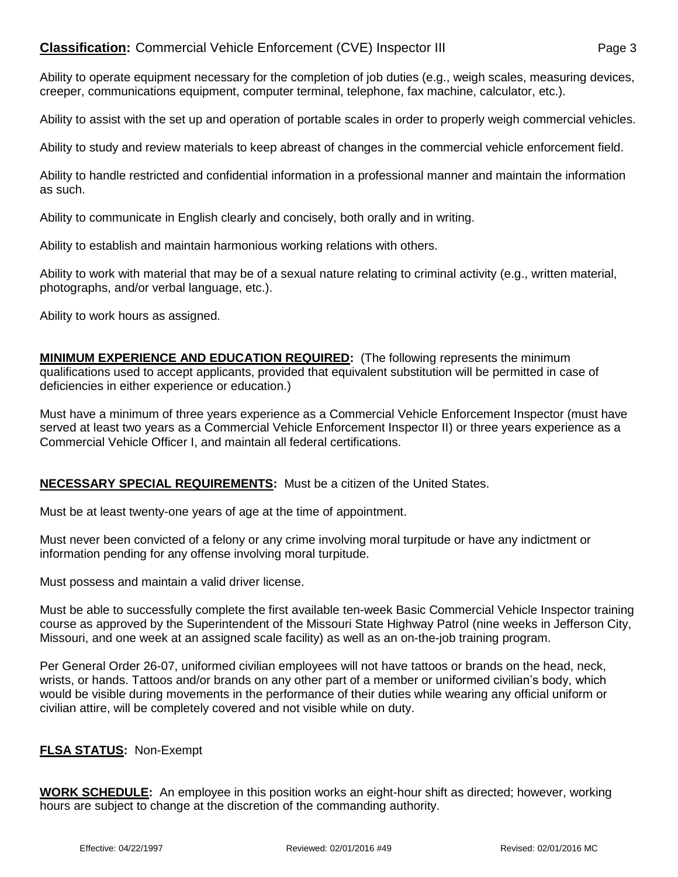Ability to operate equipment necessary for the completion of job duties (e.g., weigh scales, measuring devices, creeper, communications equipment, computer terminal, telephone, fax machine, calculator, etc.).

Ability to assist with the set up and operation of portable scales in order to properly weigh commercial vehicles.

Ability to study and review materials to keep abreast of changes in the commercial vehicle enforcement field.

Ability to handle restricted and confidential information in a professional manner and maintain the information as such.

Ability to communicate in English clearly and concisely, both orally and in writing.

Ability to establish and maintain harmonious working relations with others.

Ability to work with material that may be of a sexual nature relating to criminal activity (e.g., written material, photographs, and/or verbal language, etc.).

Ability to work hours as assigned.

**MINIMUM EXPERIENCE AND EDUCATION REQUIRED:** (The following represents the minimum qualifications used to accept applicants, provided that equivalent substitution will be permitted in case of deficiencies in either experience or education.)

Must have a minimum of three years experience as a Commercial Vehicle Enforcement Inspector (must have served at least two years as a Commercial Vehicle Enforcement Inspector II) or three years experience as a Commercial Vehicle Officer I, and maintain all federal certifications.

**NECESSARY SPECIAL REQUIREMENTS:** Must be a citizen of the United States.

Must be at least twenty-one years of age at the time of appointment.

Must never been convicted of a felony or any crime involving moral turpitude or have any indictment or information pending for any offense involving moral turpitude.

Must possess and maintain a valid driver license.

Must be able to successfully complete the first available ten-week Basic Commercial Vehicle Inspector training course as approved by the Superintendent of the Missouri State Highway Patrol (nine weeks in Jefferson City, Missouri, and one week at an assigned scale facility) as well as an on-the-job training program.

Per General Order 26-07, uniformed civilian employees will not have tattoos or brands on the head, neck, wrists, or hands. Tattoos and/or brands on any other part of a member or uniformed civilian's body, which would be visible during movements in the performance of their duties while wearing any official uniform or civilian attire, will be completely covered and not visible while on duty.

**FLSA STATUS:** Non-Exempt

**WORK SCHEDULE:** An employee in this position works an eight-hour shift as directed; however, working hours are subject to change at the discretion of the commanding authority.

Effective: 04/22/1997 Reviewed: 02/01/2016 #49 Revised: 02/01/2016 MC